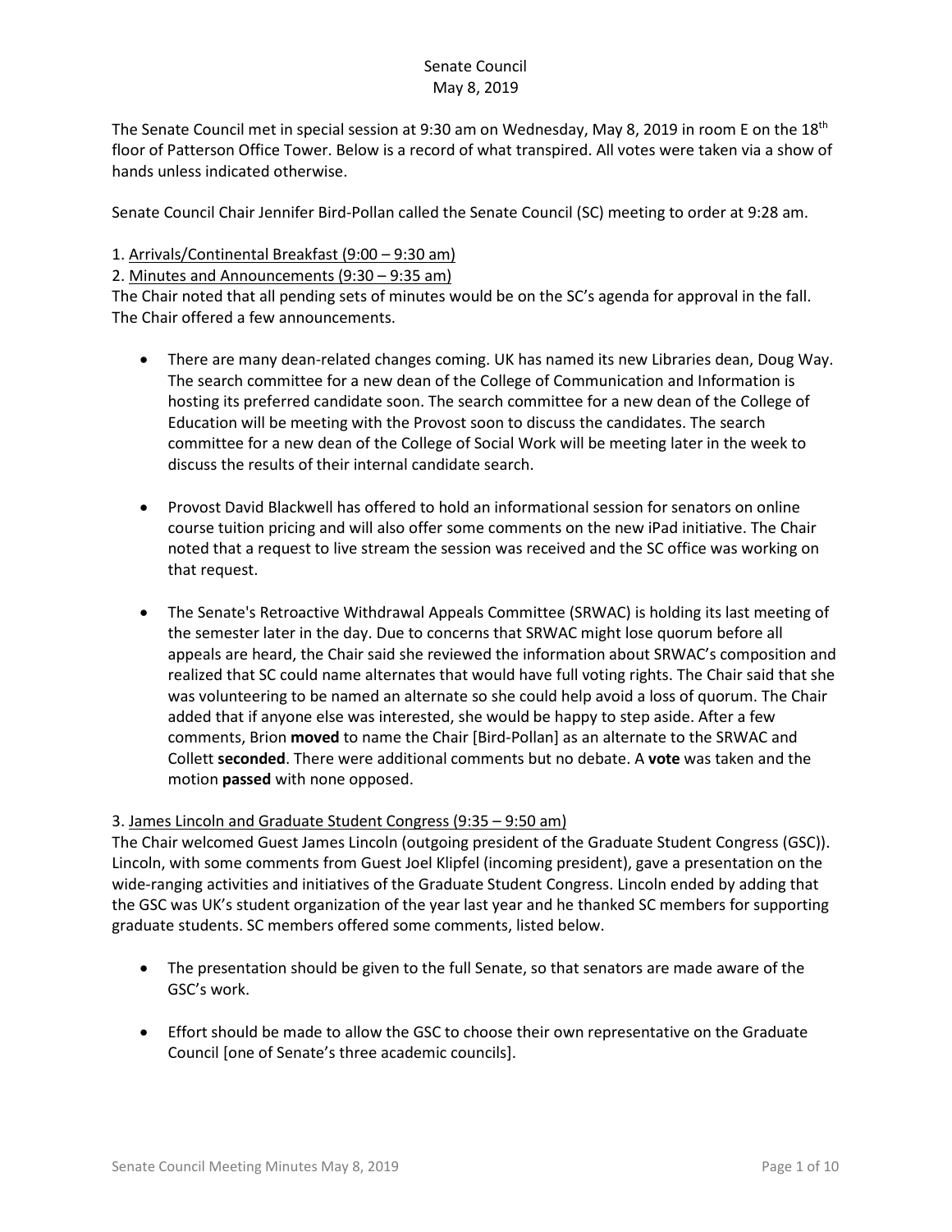# Senate Council
May 8, 2019

The Senate Council met in special session at 9:30 am on Wednesday, May 8, 2019 in room E on the 18th floor of Patterson Office Tower. Below is a record of what transpired. All votes were taken via a show of hands unless indicated otherwise.

Senate Council Chair Jennifer Bird-Pollan called the Senate Council (SC) meeting to order at 9:28 am.

1. Arrivals/Continental Breakfast (9:00 – 9:30 am)
2. Minutes and Announcements (9:30 – 9:35 am)

The Chair noted that all pending sets of minutes would be on the SC's agenda for approval in the fall. The Chair offered a few announcements.

- There are many dean-related changes coming. UK has named its new Libraries dean, Doug Way. The search committee for a new dean of the College of Communication and Information is hosting its preferred candidate soon. The search committee for a new dean of the College of Education will be meeting with the Provost soon to discuss the candidates. The search committee for a new dean of the College of Social Work will be meeting later in the week to discuss the results of their internal candidate search.

- Provost David Blackwell has offered to hold an informational session for senators on online course tuition pricing and will also offer some comments on the new iPad initiative. The Chair noted that a request to live stream the session was received and the SC office was working on that request.

- The Senate's Retroactive Withdrawal Appeals Committee (SRWAC) is holding its last meeting of the semester later in the day. Due to concerns that SRWAC might lose quorum before all appeals are heard, the Chair said she reviewed the information about SRWAC's composition and realized that SC could name alternates that would have full voting rights. The Chair said that she was volunteering to be named an alternate so she could help avoid a loss of quorum. The Chair added that if anyone else was interested, she would be happy to step aside. After a few comments, Brion **moved** to name the Chair [Bird-Pollan] as an alternate to the SRWAC and Collett **seconded**. There were additional comments but no debate. A **vote** was taken and the motion **passed** with none opposed.

3. James Lincoln and Graduate Student Congress (9:35 – 9:50 am)

The Chair welcomed Guest James Lincoln (outgoing president of the Graduate Student Congress (GSC)). Lincoln, with some comments from Guest Joel Klipfel (incoming president), gave a presentation on the wide-ranging activities and initiatives of the Graduate Student Congress. Lincoln ended by adding that the GSC was UK's student organization of the year last year and he thanked SC members for supporting graduate students. SC members offered some comments, listed below.

- The presentation should be given to the full Senate, so that senators are made aware of the GSC's work.

- Effort should be made to allow the GSC to choose their own representative on the Graduate Council [one of Senate's three academic councils].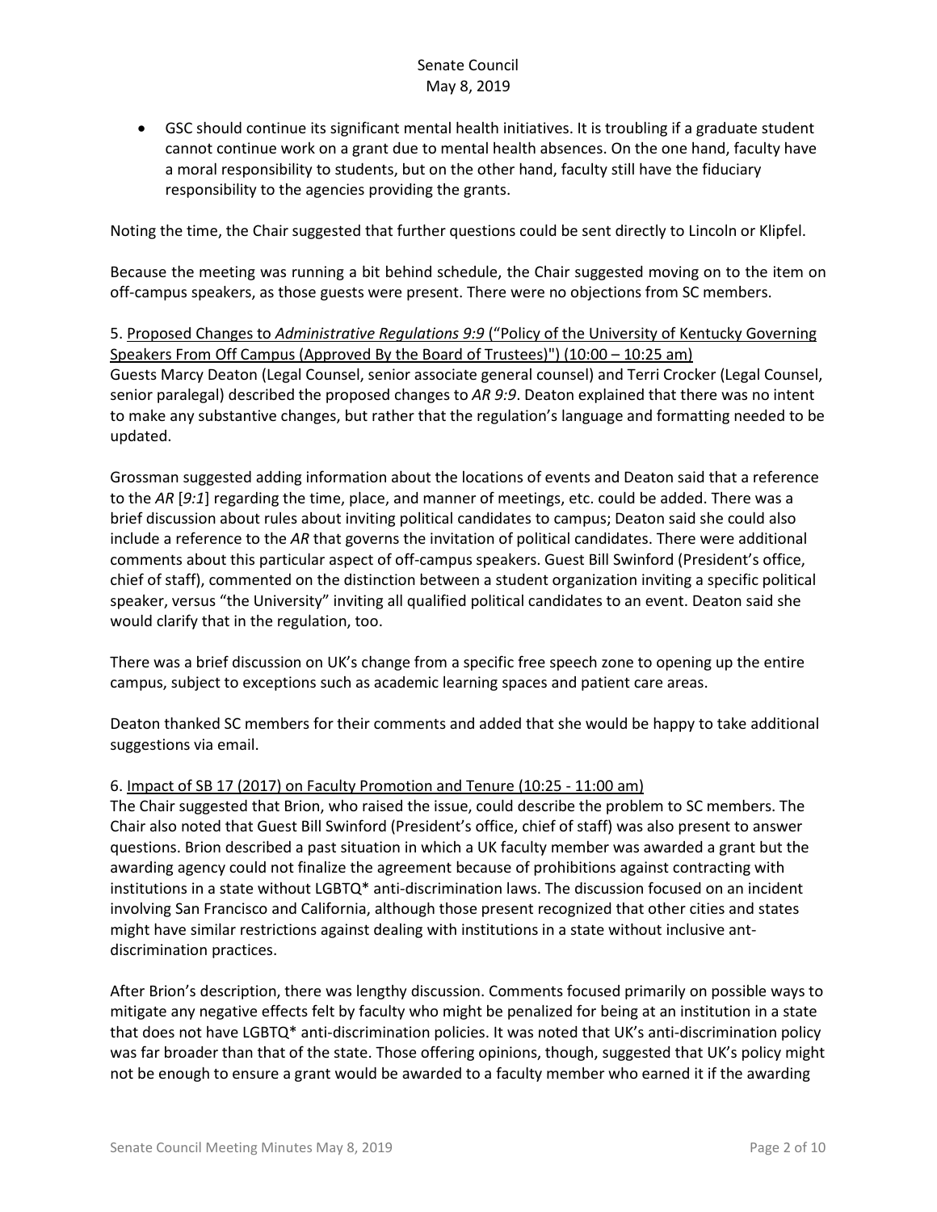- GSC should continue its significant mental health initiatives. It is troubling if a graduate student cannot continue work on a grant due to mental health absences. On the one hand, faculty have a moral responsibility to students, but on the other hand, faculty still have the fiduciary responsibility to the agencies providing the grants.

Noting the time, the Chair suggested that further questions could be sent directly to Lincoln or Klipfel.

Because the meeting was running a bit behind schedule, the Chair suggested moving on to the item on off-campus speakers, as those guests were present. There were no objections from SC members.

5. Proposed Changes to *Administrative Regulations 9:9* ("Policy of the University of Kentucky Governing Speakers From Off Campus (Approved By the Board of Trustees)") (10:00 – 10:25 am)
Guests Marcy Deaton (Legal Counsel, senior associate general counsel) and Terri Crocker (Legal Counsel, senior paralegal) described the proposed changes to *AR 9:9*. Deaton explained that there was no intent to make any substantive changes, but rather that the regulation's language and formatting needed to be updated.

Grossman suggested adding information about the locations of events and Deaton said that a reference to the *AR* [*9:1*] regarding the time, place, and manner of meetings, etc. could be added. There was a brief discussion about rules about inviting political candidates to campus; Deaton said she could also include a reference to the *AR* that governs the invitation of political candidates. There were additional comments about this particular aspect of off-campus speakers. Guest Bill Swinford (President's office, chief of staff), commented on the distinction between a student organization inviting a specific political speaker, versus "the University" inviting all qualified political candidates to an event. Deaton said she would clarify that in the regulation, too.

There was a brief discussion on UK's change from a specific free speech zone to opening up the entire campus, subject to exceptions such as academic learning spaces and patient care areas.

Deaton thanked SC members for their comments and added that she would be happy to take additional suggestions via email.

6. Impact of SB 17 (2017) on Faculty Promotion and Tenure (10:25 - 11:00 am)
The Chair suggested that Brion, who raised the issue, could describe the problem to SC members. The Chair also noted that Guest Bill Swinford (President's office, chief of staff) was also present to answer questions. Brion described a past situation in which a UK faculty member was awarded a grant but the awarding agency could not finalize the agreement because of prohibitions against contracting with institutions in a state without LGBTQ* anti-discrimination laws. The discussion focused on an incident involving San Francisco and California, although those present recognized that other cities and states might have similar restrictions against dealing with institutions in a state without inclusive ant-discrimination practices.

After Brion's description, there was lengthy discussion. Comments focused primarily on possible ways to mitigate any negative effects felt by faculty who might be penalized for being at an institution in a state that does not have LGBTQ* anti-discrimination policies. It was noted that UK's anti-discrimination policy was far broader than that of the state. Those offering opinions, though, suggested that UK's policy might not be enough to ensure a grant would be awarded to a faculty member who earned it if the awarding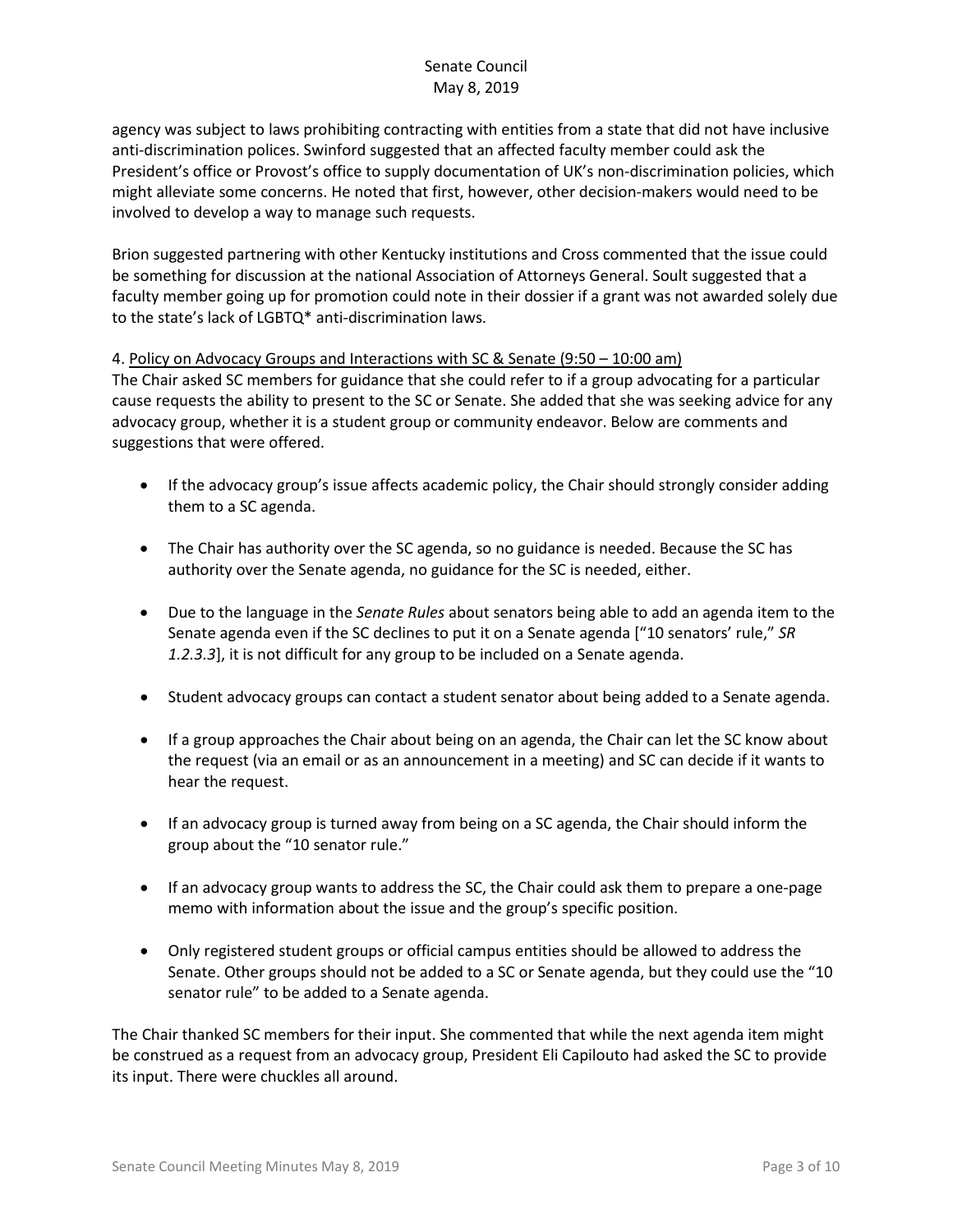agency was subject to laws prohibiting contracting with entities from a state that did not have inclusive anti-discrimination polices. Swinford suggested that an affected faculty member could ask the President's office or Provost's office to supply documentation of UK's non-discrimination policies, which might alleviate some concerns. He noted that first, however, other decision-makers would need to be involved to develop a way to manage such requests.

Brion suggested partnering with other Kentucky institutions and Cross commented that the issue could be something for discussion at the national Association of Attorneys General. Soult suggested that a faculty member going up for promotion could note in their dossier if a grant was not awarded solely due to the state's lack of LGBTQ* anti-discrimination laws.

4. <u>Policy on Advocacy Groups and Interactions with SC & Senate (9:50 – 10:00 am)</u>

The Chair asked SC members for guidance that she could refer to if a group advocating for a particular cause requests the ability to present to the SC or Senate. She added that she was seeking advice for any advocacy group, whether it is a student group or community endeavor. Below are comments and suggestions that were offered.

- If the advocacy group's issue affects academic policy, the Chair should strongly consider adding them to a SC agenda.
- The Chair has authority over the SC agenda, so no guidance is needed. Because the SC has authority over the Senate agenda, no guidance for the SC is needed, either.
- Due to the language in the *Senate Rules* about senators being able to add an agenda item to the Senate agenda even if the SC declines to put it on a Senate agenda ["10 senators' rule," *SR 1.2.3.3*], it is not difficult for any group to be included on a Senate agenda.
- Student advocacy groups can contact a student senator about being added to a Senate agenda.
- If a group approaches the Chair about being on an agenda, the Chair can let the SC know about the request (via an email or as an announcement in a meeting) and SC can decide if it wants to hear the request.
- If an advocacy group is turned away from being on a SC agenda, the Chair should inform the group about the "10 senator rule."
- If an advocacy group wants to address the SC, the Chair could ask them to prepare a one-page memo with information about the issue and the group's specific position.
- Only registered student groups or official campus entities should be allowed to address the Senate. Other groups should not be added to a SC or Senate agenda, but they could use the "10 senator rule" to be added to a Senate agenda.

The Chair thanked SC members for their input. She commented that while the next agenda item might be construed as a request from an advocacy group, President Eli Capilouto had asked the SC to provide its input. There were chuckles all around.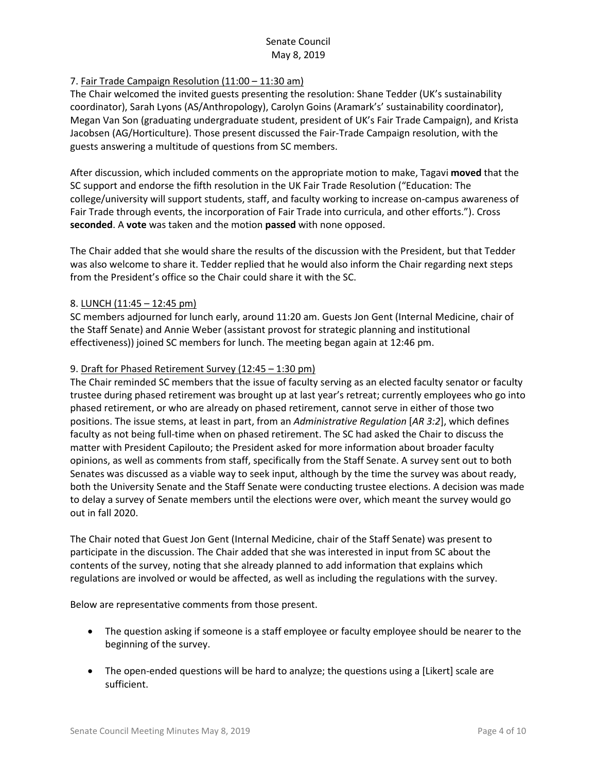7. <u>Fair Trade Campaign Resolution (11:00 – 11:30 am)</u>
The Chair welcomed the invited guests presenting the resolution: Shane Tedder (UK's sustainability coordinator), Sarah Lyons (AS/Anthropology), Carolyn Goins (Aramark's' sustainability coordinator), Megan Van Son (graduating undergraduate student, president of UK's Fair Trade Campaign), and Krista Jacobsen (AG/Horticulture). Those present discussed the Fair-Trade Campaign resolution, with the guests answering a multitude of questions from SC members.

After discussion, which included comments on the appropriate motion to make, Tagavi **moved** that the SC support and endorse the fifth resolution in the UK Fair Trade Resolution ("Education: The college/university will support students, staff, and faculty working to increase on-campus awareness of Fair Trade through events, the incorporation of Fair Trade into curricula, and other efforts."). Cross **seconded**. A **vote** was taken and the motion **passed** with none opposed.

The Chair added that she would share the results of the discussion with the President, but that Tedder was also welcome to share it. Tedder replied that he would also inform the Chair regarding next steps from the President's office so the Chair could share it with the SC.

8. <u>LUNCH (11:45 – 12:45 pm)</u>
SC members adjourned for lunch early, around 11:20 am. Guests Jon Gent (Internal Medicine, chair of the Staff Senate) and Annie Weber (assistant provost for strategic planning and institutional effectiveness)) joined SC members for lunch. The meeting began again at 12:46 pm.

9. <u>Draft for Phased Retirement Survey (12:45 – 1:30 pm)</u>
The Chair reminded SC members that the issue of faculty serving as an elected faculty senator or faculty trustee during phased retirement was brought up at last year's retreat; currently employees who go into phased retirement, or who are already on phased retirement, cannot serve in either of those two positions. The issue stems, at least in part, from an *Administrative Regulation* [*AR 3:2*], which defines faculty as not being full-time when on phased retirement. The SC had asked the Chair to discuss the matter with President Capilouto; the President asked for more information about broader faculty opinions, as well as comments from staff, specifically from the Staff Senate. A survey sent out to both Senates was discussed as a viable way to seek input, although by the time the survey was about ready, both the University Senate and the Staff Senate were conducting trustee elections. A decision was made to delay a survey of Senate members until the elections were over, which meant the survey would go out in fall 2020.

The Chair noted that Guest Jon Gent (Internal Medicine, chair of the Staff Senate) was present to participate in the discussion. The Chair added that she was interested in input from SC about the contents of the survey, noting that she already planned to add information that explains which regulations are involved or would be affected, as well as including the regulations with the survey.

Below are representative comments from those present.

- The question asking if someone is a staff employee or faculty employee should be nearer to the beginning of the survey.
- The open-ended questions will be hard to analyze; the questions using a [Likert] scale are sufficient.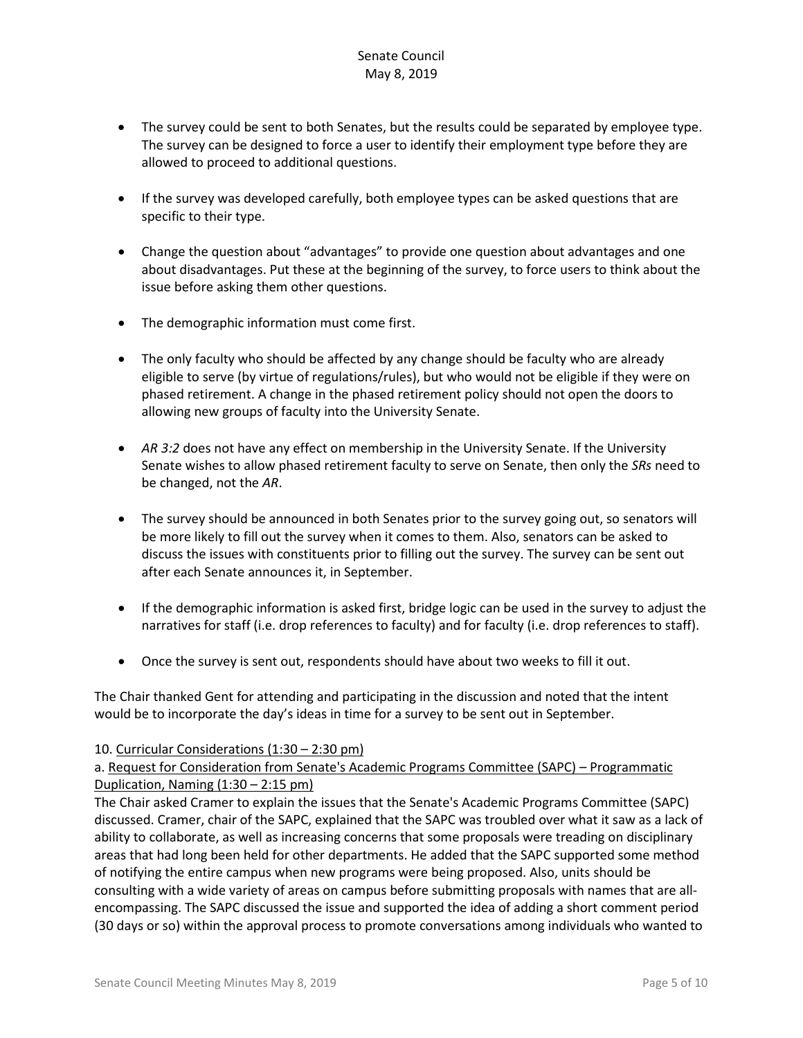- The survey could be sent to both Senates, but the results could be separated by employee type. The survey can be designed to force a user to identify their employment type before they are allowed to proceed to additional questions.

- If the survey was developed carefully, both employee types can be asked questions that are specific to their type.

- Change the question about "advantages" to provide one question about advantages and one about disadvantages. Put these at the beginning of the survey, to force users to think about the issue before asking them other questions.

- The demographic information must come first.

- The only faculty who should be affected by any change should be faculty who are already eligible to serve (by virtue of regulations/rules), but who would not be eligible if they were on phased retirement. A change in the phased retirement policy should not open the doors to allowing new groups of faculty into the University Senate.

- *AR 3:2* does not have any effect on membership in the University Senate. If the University Senate wishes to allow phased retirement faculty to serve on Senate, then only the *SRs* need to be changed, not the *AR*.

- The survey should be announced in both Senates prior to the survey going out, so senators will be more likely to fill out the survey when it comes to them. Also, senators can be asked to discuss the issues with constituents prior to filling out the survey. The survey can be sent out after each Senate announces it, in September.

- If the demographic information is asked first, bridge logic can be used in the survey to adjust the narratives for staff (i.e. drop references to faculty) and for faculty (i.e. drop references to staff).

- Once the survey is sent out, respondents should have about two weeks to fill it out.

The Chair thanked Gent for attending and participating in the discussion and noted that the intent would be to incorporate the day's ideas in time for a survey to be sent out in September.

10. Curricular Considerations (1:30 – 2:30 pm)

a. Request for Consideration from Senate's Academic Programs Committee (SAPC) – Programmatic Duplication, Naming (1:30 – 2:15 pm)

The Chair asked Cramer to explain the issues that the Senate's Academic Programs Committee (SAPC) discussed. Cramer, chair of the SAPC, explained that the SAPC was troubled over what it saw as a lack of ability to collaborate, as well as increasing concerns that some proposals were treading on disciplinary areas that had long been held for other departments. He added that the SAPC supported some method of notifying the entire campus when new programs were being proposed. Also, units should be consulting with a wide variety of areas on campus before submitting proposals with names that are all-encompassing. The SAPC discussed the issue and supported the idea of adding a short comment period (30 days or so) within the approval process to promote conversations among individuals who wanted to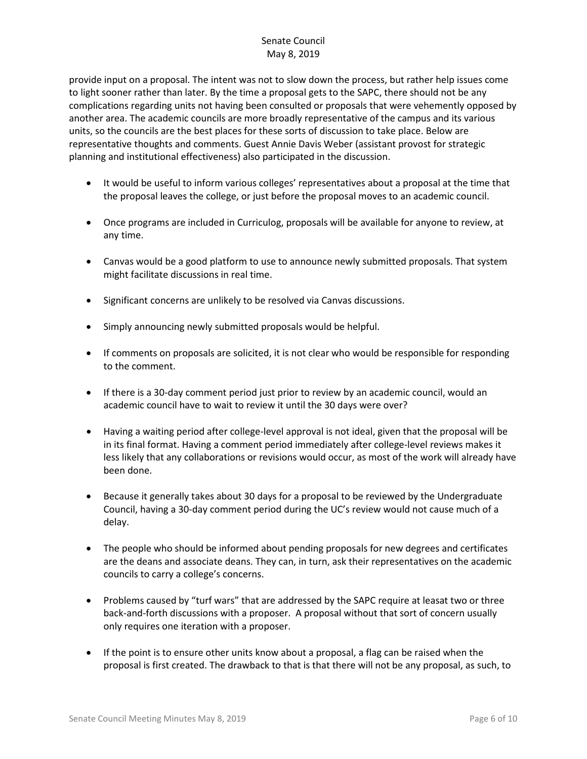provide input on a proposal. The intent was not to slow down the process, but rather help issues come to light sooner rather than later. By the time a proposal gets to the SAPC, there should not be any complications regarding units not having been consulted or proposals that were vehemently opposed by another area. The academic councils are more broadly representative of the campus and its various units, so the councils are the best places for these sorts of discussion to take place. Below are representative thoughts and comments. Guest Annie Davis Weber (assistant provost for strategic planning and institutional effectiveness) also participated in the discussion.

- It would be useful to inform various colleges' representatives about a proposal at the time that the proposal leaves the college, or just before the proposal moves to an academic council.
- Once programs are included in Curriculog, proposals will be available for anyone to review, at any time.
- Canvas would be a good platform to use to announce newly submitted proposals. That system might facilitate discussions in real time.
- Significant concerns are unlikely to be resolved via Canvas discussions.
- Simply announcing newly submitted proposals would be helpful.
- If comments on proposals are solicited, it is not clear who would be responsible for responding to the comment.
- If there is a 30-day comment period just prior to review by an academic council, would an academic council have to wait to review it until the 30 days were over?
- Having a waiting period after college-level approval is not ideal, given that the proposal will be in its final format. Having a comment period immediately after college-level reviews makes it less likely that any collaborations or revisions would occur, as most of the work will already have been done.
- Because it generally takes about 30 days for a proposal to be reviewed by the Undergraduate Council, having a 30-day comment period during the UC's review would not cause much of a delay.
- The people who should be informed about pending proposals for new degrees and certificates are the deans and associate deans. They can, in turn, ask their representatives on the academic councils to carry a college's concerns.
- Problems caused by "turf wars" that are addressed by the SAPC require at leasat two or three back-and-forth discussions with a proposer. A proposal without that sort of concern usually only requires one iteration with a proposer.
- If the point is to ensure other units know about a proposal, a flag can be raised when the proposal is first created. The drawback to that is that there will not be any proposal, as such, to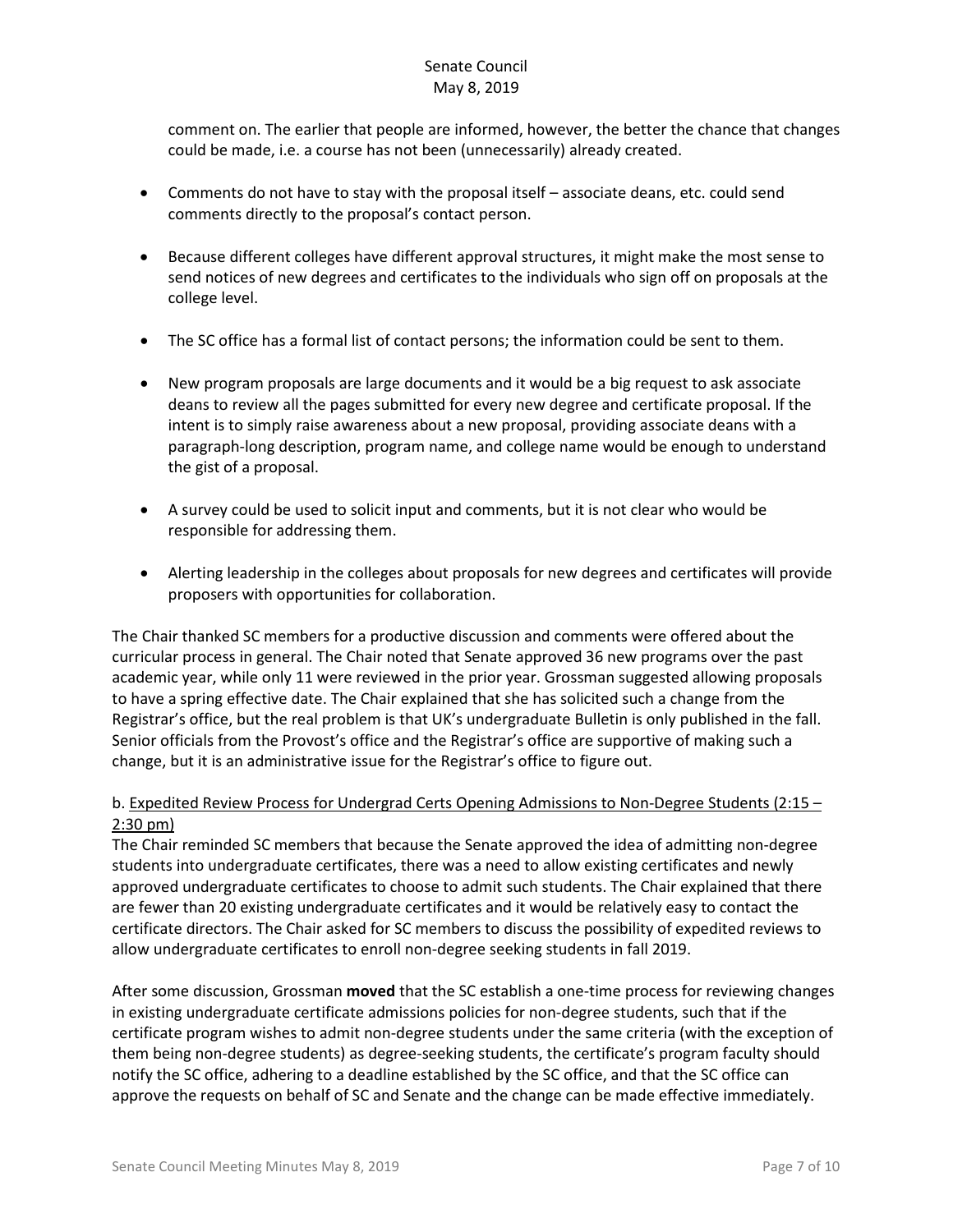comment on. The earlier that people are informed, however, the better the chance that changes could be made, i.e. a course has not been (unnecessarily) already created.

- Comments do not have to stay with the proposal itself – associate deans, etc. could send comments directly to the proposal's contact person.
- Because different colleges have different approval structures, it might make the most sense to send notices of new degrees and certificates to the individuals who sign off on proposals at the college level.
- The SC office has a formal list of contact persons; the information could be sent to them.
- New program proposals are large documents and it would be a big request to ask associate deans to review all the pages submitted for every new degree and certificate proposal. If the intent is to simply raise awareness about a new proposal, providing associate deans with a paragraph-long description, program name, and college name would be enough to understand the gist of a proposal.
- A survey could be used to solicit input and comments, but it is not clear who would be responsible for addressing them.
- Alerting leadership in the colleges about proposals for new degrees and certificates will provide proposers with opportunities for collaboration.

The Chair thanked SC members for a productive discussion and comments were offered about the curricular process in general. The Chair noted that Senate approved 36 new programs over the past academic year, while only 11 were reviewed in the prior year. Grossman suggested allowing proposals to have a spring effective date. The Chair explained that she has solicited such a change from the Registrar's office, but the real problem is that UK's undergraduate Bulletin is only published in the fall. Senior officials from the Provost's office and the Registrar's office are supportive of making such a change, but it is an administrative issue for the Registrar's office to figure out.

b. Expedited Review Process for Undergrad Certs Opening Admissions to Non-Degree Students (2:15 – 2:30 pm)

The Chair reminded SC members that because the Senate approved the idea of admitting non-degree students into undergraduate certificates, there was a need to allow existing certificates and newly approved undergraduate certificates to choose to admit such students. The Chair explained that there are fewer than 20 existing undergraduate certificates and it would be relatively easy to contact the certificate directors. The Chair asked for SC members to discuss the possibility of expedited reviews to allow undergraduate certificates to enroll non-degree seeking students in fall 2019.

After some discussion, Grossman **moved** that the SC establish a one-time process for reviewing changes in existing undergraduate certificate admissions policies for non-degree students, such that if the certificate program wishes to admit non-degree students under the same criteria (with the exception of them being non-degree students) as degree-seeking students, the certificate's program faculty should notify the SC office, adhering to a deadline established by the SC office, and that the SC office can approve the requests on behalf of SC and Senate and the change can be made effective immediately.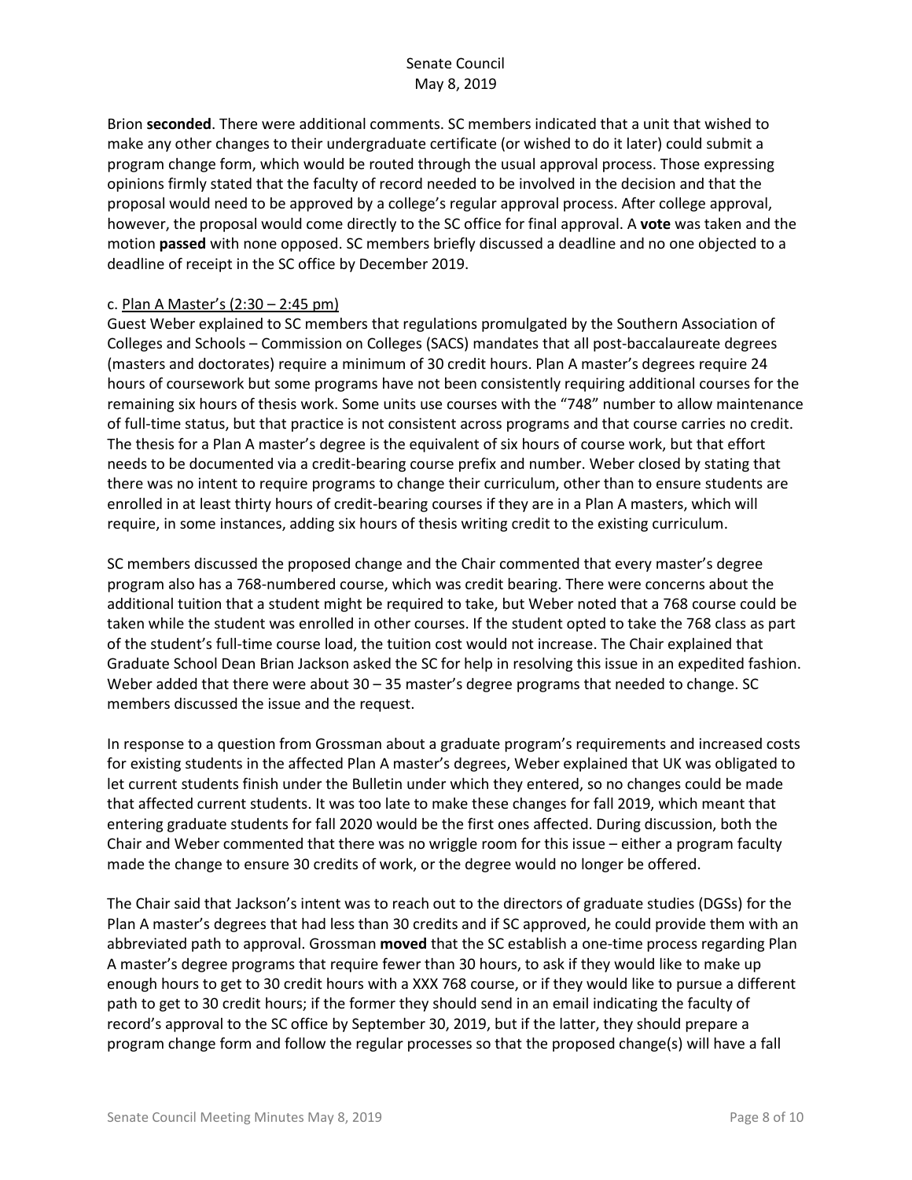Brion **seconded**. There were additional comments. SC members indicated that a unit that wished to make any other changes to their undergraduate certificate (or wished to do it later) could submit a program change form, which would be routed through the usual approval process. Those expressing opinions firmly stated that the faculty of record needed to be involved in the decision and that the proposal would need to be approved by a college's regular approval process. After college approval, however, the proposal would come directly to the SC office for final approval. A **vote** was taken and the motion **passed** with none opposed. SC members briefly discussed a deadline and no one objected to a deadline of receipt in the SC office by December 2019.

c. Plan A Master's (2:30 – 2:45 pm)

Guest Weber explained to SC members that regulations promulgated by the Southern Association of Colleges and Schools – Commission on Colleges (SACS) mandates that all post-baccalaureate degrees (masters and doctorates) require a minimum of 30 credit hours. Plan A master's degrees require 24 hours of coursework but some programs have not been consistently requiring additional courses for the remaining six hours of thesis work. Some units use courses with the "748" number to allow maintenance of full-time status, but that practice is not consistent across programs and that course carries no credit. The thesis for a Plan A master's degree is the equivalent of six hours of course work, but that effort needs to be documented via a credit-bearing course prefix and number. Weber closed by stating that there was no intent to require programs to change their curriculum, other than to ensure students are enrolled in at least thirty hours of credit-bearing courses if they are in a Plan A masters, which will require, in some instances, adding six hours of thesis writing credit to the existing curriculum.

SC members discussed the proposed change and the Chair commented that every master's degree program also has a 768-numbered course, which was credit bearing. There were concerns about the additional tuition that a student might be required to take, but Weber noted that a 768 course could be taken while the student was enrolled in other courses. If the student opted to take the 768 class as part of the student's full-time course load, the tuition cost would not increase. The Chair explained that Graduate School Dean Brian Jackson asked the SC for help in resolving this issue in an expedited fashion. Weber added that there were about 30 – 35 master's degree programs that needed to change. SC members discussed the issue and the request.

In response to a question from Grossman about a graduate program's requirements and increased costs for existing students in the affected Plan A master's degrees, Weber explained that UK was obligated to let current students finish under the Bulletin under which they entered, so no changes could be made that affected current students. It was too late to make these changes for fall 2019, which meant that entering graduate students for fall 2020 would be the first ones affected. During discussion, both the Chair and Weber commented that there was no wriggle room for this issue – either a program faculty made the change to ensure 30 credits of work, or the degree would no longer be offered.

The Chair said that Jackson's intent was to reach out to the directors of graduate studies (DGSs) for the Plan A master's degrees that had less than 30 credits and if SC approved, he could provide them with an abbreviated path to approval. Grossman **moved** that the SC establish a one-time process regarding Plan A master's degree programs that require fewer than 30 hours, to ask if they would like to make up enough hours to get to 30 credit hours with a XXX 768 course, or if they would like to pursue a different path to get to 30 credit hours; if the former they should send in an email indicating the faculty of record's approval to the SC office by September 30, 2019, but if the latter, they should prepare a program change form and follow the regular processes so that the proposed change(s) will have a fall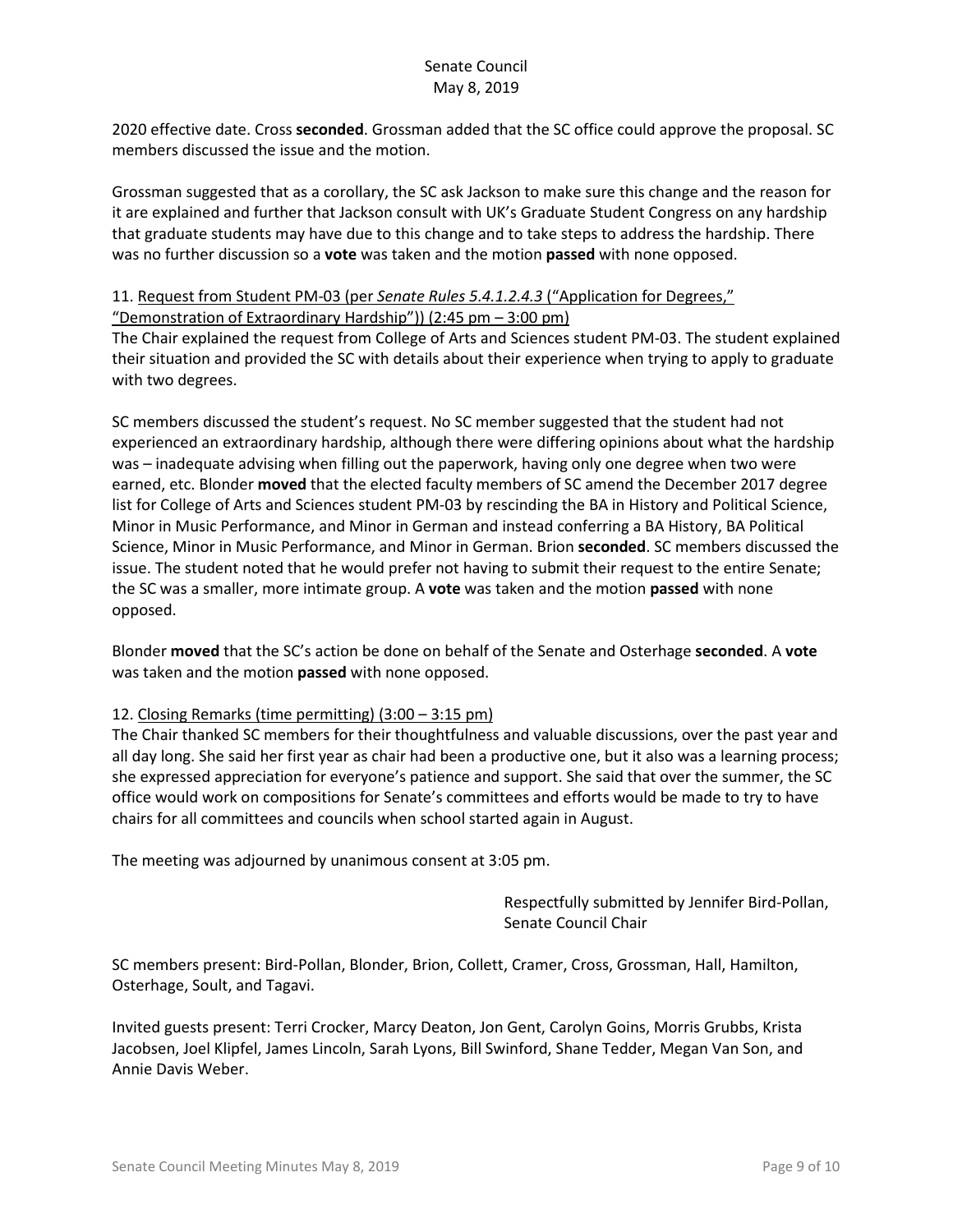2020 effective date. Cross **seconded**. Grossman added that the SC office could approve the proposal. SC members discussed the issue and the motion.

Grossman suggested that as a corollary, the SC ask Jackson to make sure this change and the reason for it are explained and further that Jackson consult with UK's Graduate Student Congress on any hardship that graduate students may have due to this change and to take steps to address the hardship. There was no further discussion so a **vote** was taken and the motion **passed** with none opposed.

11. Request from Student PM-03 (per *Senate Rules 5.4.1.2.4.3* ("Application for Degrees," "Demonstration of Extraordinary Hardship")) (2:45 pm – 3:00 pm)

The Chair explained the request from College of Arts and Sciences student PM-03. The student explained their situation and provided the SC with details about their experience when trying to apply to graduate with two degrees.

SC members discussed the student's request. No SC member suggested that the student had not experienced an extraordinary hardship, although there were differing opinions about what the hardship was – inadequate advising when filling out the paperwork, having only one degree when two were earned, etc. Blonder **moved** that the elected faculty members of SC amend the December 2017 degree list for College of Arts and Sciences student PM-03 by rescinding the BA in History and Political Science, Minor in Music Performance, and Minor in German and instead conferring a BA History, BA Political Science, Minor in Music Performance, and Minor in German. Brion **seconded**. SC members discussed the issue. The student noted that he would prefer not having to submit their request to the entire Senate; the SC was a smaller, more intimate group. A **vote** was taken and the motion **passed** with none opposed.

Blonder **moved** that the SC's action be done on behalf of the Senate and Osterhage **seconded**. A **vote** was taken and the motion **passed** with none opposed.

12. Closing Remarks (time permitting) (3:00 – 3:15 pm)

The Chair thanked SC members for their thoughtfulness and valuable discussions, over the past year and all day long. She said her first year as chair had been a productive one, but it also was a learning process; she expressed appreciation for everyone's patience and support. She said that over the summer, the SC office would work on compositions for Senate's committees and efforts would be made to try to have chairs for all committees and councils when school started again in August.

The meeting was adjourned by unanimous consent at 3:05 pm.

Respectfully submitted by Jennifer Bird-Pollan,
Senate Council Chair

SC members present: Bird-Pollan, Blonder, Brion, Collett, Cramer, Cross, Grossman, Hall, Hamilton, Osterhage, Soult, and Tagavi.

Invited guests present: Terri Crocker, Marcy Deaton, Jon Gent, Carolyn Goins, Morris Grubbs, Krista Jacobsen, Joel Klipfel, James Lincoln, Sarah Lyons, Bill Swinford, Shane Tedder, Megan Van Son, and Annie Davis Weber.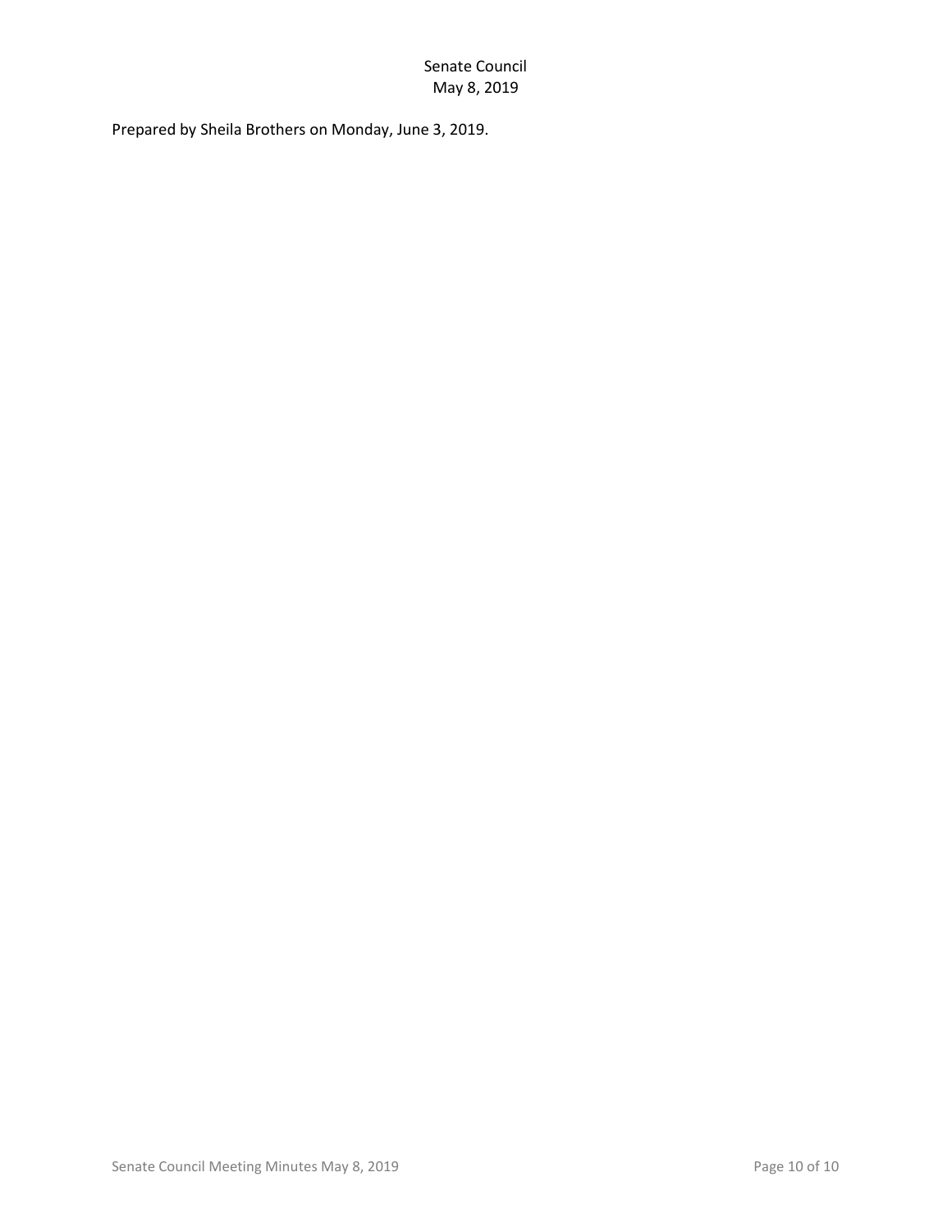Prepared by Sheila Brothers on Monday, June 3, 2019.